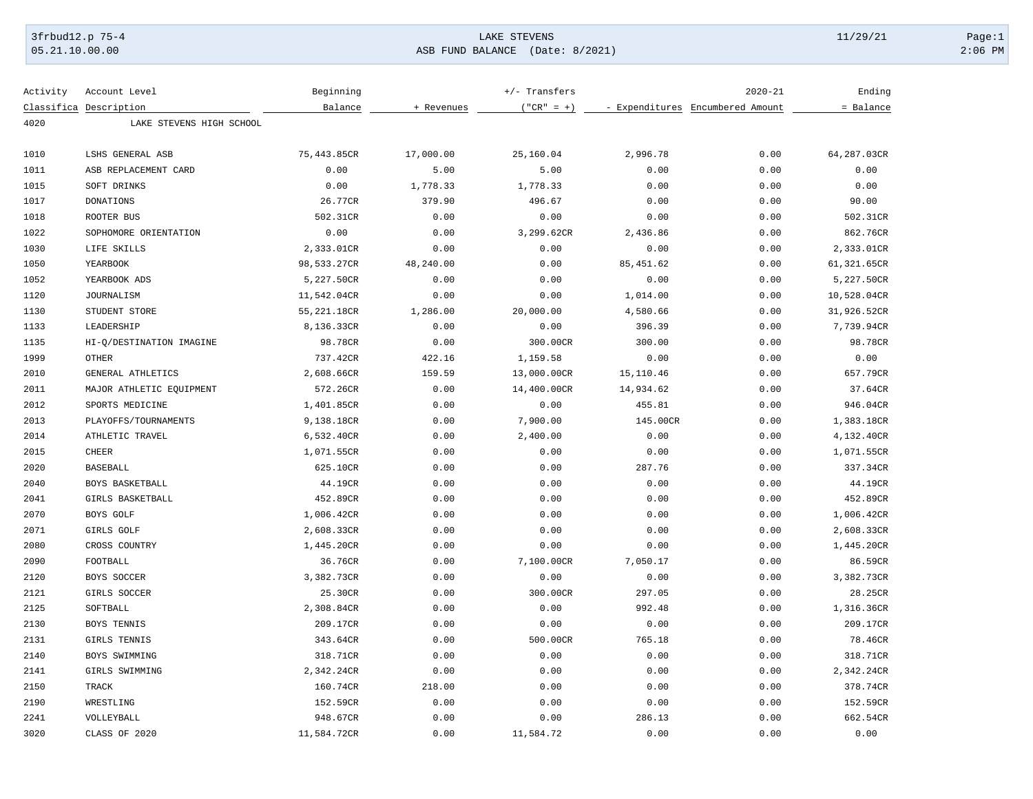3frbud12.p 75-4 LAKE STEVENS 11/29/21
05.21.10.00.00 ASB FUND BALANCE (Date: 8/2021) 2:06 PM

| Activity Classifica | Account Level Description | Beginning Balance | + Revenues | +/- Transfers ("CR" = +) | - Expenditures | 2020-21 Encumbered Amount | Ending = Balance |
|---|---|---|---|---|---|---|---|
| 4020 | LAKE STEVENS HIGH SCHOOL | | | | | | |
| 1010 | LSHS GENERAL ASB | 75,443.85CR | 17,000.00 | 25,160.04 | 2,996.78 | 0.00 | 64,287.03CR |
| 1011 | ASB REPLACEMENT CARD | 0.00 | 5.00 | 5.00 | 0.00 | 0.00 | 0.00 |
| 1015 | SOFT DRINKS | 0.00 | 1,778.33 | 1,778.33 | 0.00 | 0.00 | 0.00 |
| 1017 | DONATIONS | 26.77CR | 379.90 | 496.67 | 0.00 | 0.00 | 90.00 |
| 1018 | ROOTER BUS | 502.31CR | 0.00 | 0.00 | 0.00 | 0.00 | 502.31CR |
| 1022 | SOPHOMORE ORIENTATION | 0.00 | 0.00 | 3,299.62CR | 2,436.86 | 0.00 | 862.76CR |
| 1030 | LIFE SKILLS | 2,333.01CR | 0.00 | 0.00 | 0.00 | 0.00 | 2,333.01CR |
| 1050 | YEARBOOK | 98,533.27CR | 48,240.00 | 0.00 | 85,451.62 | 0.00 | 61,321.65CR |
| 1052 | YEARBOOK ADS | 5,227.50CR | 0.00 | 0.00 | 0.00 | 0.00 | 5,227.50CR |
| 1120 | JOURNALISM | 11,542.04CR | 0.00 | 0.00 | 1,014.00 | 0.00 | 10,528.04CR |
| 1130 | STUDENT STORE | 55,221.18CR | 1,286.00 | 20,000.00 | 4,580.66 | 0.00 | 31,926.52CR |
| 1133 | LEADERSHIP | 8,136.33CR | 0.00 | 0.00 | 396.39 | 0.00 | 7,739.94CR |
| 1135 | HI-Q/DESTINATION IMAGINE | 98.78CR | 0.00 | 300.00CR | 300.00 | 0.00 | 98.78CR |
| 1999 | OTHER | 737.42CR | 422.16 | 1,159.58 | 0.00 | 0.00 | 0.00 |
| 2010 | GENERAL ATHLETICS | 2,608.66CR | 159.59 | 13,000.00CR | 15,110.46 | 0.00 | 657.79CR |
| 2011 | MAJOR ATHLETIC EQUIPMENT | 572.26CR | 0.00 | 14,400.00CR | 14,934.62 | 0.00 | 37.64CR |
| 2012 | SPORTS MEDICINE | 1,401.85CR | 0.00 | 0.00 | 455.81 | 0.00 | 946.04CR |
| 2013 | PLAYOFFS/TOURNAMENTS | 9,138.18CR | 0.00 | 7,900.00 | 145.00CR | 0.00 | 1,383.18CR |
| 2014 | ATHLETIC TRAVEL | 6,532.40CR | 0.00 | 2,400.00 | 0.00 | 0.00 | 4,132.40CR |
| 2015 | CHEER | 1,071.55CR | 0.00 | 0.00 | 0.00 | 0.00 | 1,071.55CR |
| 2020 | BASEBALL | 625.10CR | 0.00 | 0.00 | 287.76 | 0.00 | 337.34CR |
| 2040 | BOYS BASKETBALL | 44.19CR | 0.00 | 0.00 | 0.00 | 0.00 | 44.19CR |
| 2041 | GIRLS BASKETBALL | 452.89CR | 0.00 | 0.00 | 0.00 | 0.00 | 452.89CR |
| 2070 | BOYS GOLF | 1,006.42CR | 0.00 | 0.00 | 0.00 | 0.00 | 1,006.42CR |
| 2071 | GIRLS GOLF | 2,608.33CR | 0.00 | 0.00 | 0.00 | 0.00 | 2,608.33CR |
| 2080 | CROSS COUNTRY | 1,445.20CR | 0.00 | 0.00 | 0.00 | 0.00 | 1,445.20CR |
| 2090 | FOOTBALL | 36.76CR | 0.00 | 7,100.00CR | 7,050.17 | 0.00 | 86.59CR |
| 2120 | BOYS SOCCER | 3,382.73CR | 0.00 | 0.00 | 0.00 | 0.00 | 3,382.73CR |
| 2121 | GIRLS SOCCER | 25.30CR | 0.00 | 300.00CR | 297.05 | 0.00 | 28.25CR |
| 2125 | SOFTBALL | 2,308.84CR | 0.00 | 0.00 | 992.48 | 0.00 | 1,316.36CR |
| 2130 | BOYS TENNIS | 209.17CR | 0.00 | 0.00 | 0.00 | 0.00 | 209.17CR |
| 2131 | GIRLS TENNIS | 343.64CR | 0.00 | 500.00CR | 765.18 | 0.00 | 78.46CR |
| 2140 | BOYS SWIMMING | 318.71CR | 0.00 | 0.00 | 0.00 | 0.00 | 318.71CR |
| 2141 | GIRLS SWIMMING | 2,342.24CR | 0.00 | 0.00 | 0.00 | 0.00 | 2,342.24CR |
| 2150 | TRACK | 160.74CR | 218.00 | 0.00 | 0.00 | 0.00 | 378.74CR |
| 2190 | WRESTLING | 152.59CR | 0.00 | 0.00 | 0.00 | 0.00 | 152.59CR |
| 2241 | VOLLEYBALL | 948.67CR | 0.00 | 0.00 | 286.13 | 0.00 | 662.54CR |
| 3020 | CLASS OF 2020 | 11,584.72CR | 0.00 | 11,584.72 | 0.00 | 0.00 | 0.00 |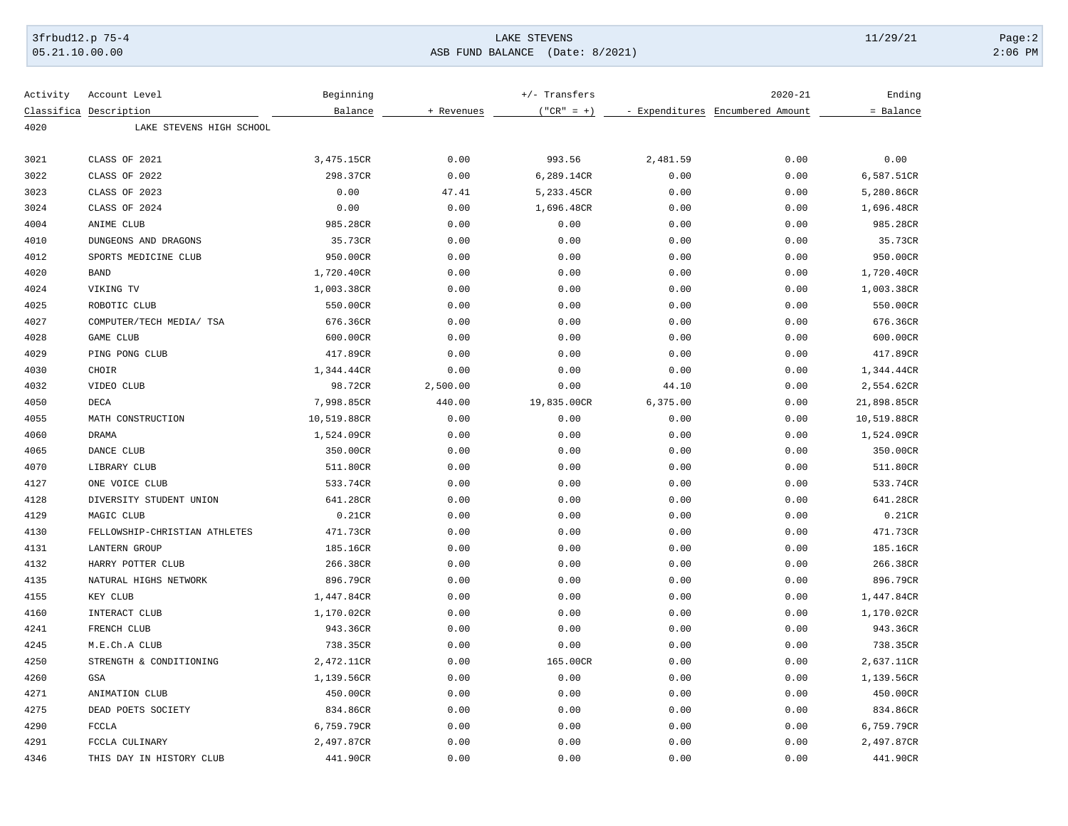| Activity Classifica | Account Level Description | Beginning Balance | + Revenues | +/- Transfers ("CR" = +) | - Expenditures | 2020-21 Encumbered Amount | Ending = Balance |
|---|---|---|---|---|---|---|---|
| 4020 | LAKE STEVENS HIGH SCHOOL | | | | | | |
| 3021 | CLASS OF 2021 | 3,475.15CR | 0.00 | 993.56 | 2,481.59 | 0.00 | 0.00 |
| 3022 | CLASS OF 2022 | 298.37CR | 0.00 | 6,289.14CR | 0.00 | 0.00 | 6,587.51CR |
| 3023 | CLASS OF 2023 | 0.00 | 47.41 | 5,233.45CR | 0.00 | 0.00 | 5,280.86CR |
| 3024 | CLASS OF 2024 | 0.00 | 0.00 | 1,696.48CR | 0.00 | 0.00 | 1,696.48CR |
| 4004 | ANIME CLUB | 985.28CR | 0.00 | 0.00 | 0.00 | 0.00 | 985.28CR |
| 4010 | DUNGEONS AND DRAGONS | 35.73CR | 0.00 | 0.00 | 0.00 | 0.00 | 35.73CR |
| 4012 | SPORTS MEDICINE CLUB | 950.00CR | 0.00 | 0.00 | 0.00 | 0.00 | 950.00CR |
| 4020 | BAND | 1,720.40CR | 0.00 | 0.00 | 0.00 | 0.00 | 1,720.40CR |
| 4024 | VIKING TV | 1,003.38CR | 0.00 | 0.00 | 0.00 | 0.00 | 1,003.38CR |
| 4025 | ROBOTIC CLUB | 550.00CR | 0.00 | 0.00 | 0.00 | 0.00 | 550.00CR |
| 4027 | COMPUTER/TECH MEDIA/ TSA | 676.36CR | 0.00 | 0.00 | 0.00 | 0.00 | 676.36CR |
| 4028 | GAME CLUB | 600.00CR | 0.00 | 0.00 | 0.00 | 0.00 | 600.00CR |
| 4029 | PING PONG CLUB | 417.89CR | 0.00 | 0.00 | 0.00 | 0.00 | 417.89CR |
| 4030 | CHOIR | 1,344.44CR | 0.00 | 0.00 | 0.00 | 0.00 | 1,344.44CR |
| 4032 | VIDEO CLUB | 98.72CR | 2,500.00 | 0.00 | 44.10 | 0.00 | 2,554.62CR |
| 4050 | DECA | 7,998.85CR | 440.00 | 19,835.00CR | 6,375.00 | 0.00 | 21,898.85CR |
| 4055 | MATH CONSTRUCTION | 10,519.88CR | 0.00 | 0.00 | 0.00 | 0.00 | 10,519.88CR |
| 4060 | DRAMA | 1,524.09CR | 0.00 | 0.00 | 0.00 | 0.00 | 1,524.09CR |
| 4065 | DANCE CLUB | 350.00CR | 0.00 | 0.00 | 0.00 | 0.00 | 350.00CR |
| 4070 | LIBRARY CLUB | 511.80CR | 0.00 | 0.00 | 0.00 | 0.00 | 511.80CR |
| 4127 | ONE VOICE CLUB | 533.74CR | 0.00 | 0.00 | 0.00 | 0.00 | 533.74CR |
| 4128 | DIVERSITY STUDENT UNION | 641.28CR | 0.00 | 0.00 | 0.00 | 0.00 | 641.28CR |
| 4129 | MAGIC CLUB | 0.21CR | 0.00 | 0.00 | 0.00 | 0.00 | 0.21CR |
| 4130 | FELLOWSHIP-CHRISTIAN ATHLETES | 471.73CR | 0.00 | 0.00 | 0.00 | 0.00 | 471.73CR |
| 4131 | LANTERN GROUP | 185.16CR | 0.00 | 0.00 | 0.00 | 0.00 | 185.16CR |
| 4132 | HARRY POTTER CLUB | 266.38CR | 0.00 | 0.00 | 0.00 | 0.00 | 266.38CR |
| 4135 | NATURAL HIGHS NETWORK | 896.79CR | 0.00 | 0.00 | 0.00 | 0.00 | 896.79CR |
| 4155 | KEY CLUB | 1,447.84CR | 0.00 | 0.00 | 0.00 | 0.00 | 1,447.84CR |
| 4160 | INTERACT CLUB | 1,170.02CR | 0.00 | 0.00 | 0.00 | 0.00 | 1,170.02CR |
| 4241 | FRENCH CLUB | 943.36CR | 0.00 | 0.00 | 0.00 | 0.00 | 943.36CR |
| 4245 | M.E.Ch.A CLUB | 738.35CR | 0.00 | 0.00 | 0.00 | 0.00 | 738.35CR |
| 4250 | STRENGTH & CONDITIONING | 2,472.11CR | 0.00 | 165.00CR | 0.00 | 0.00 | 2,637.11CR |
| 4260 | GSA | 1,139.56CR | 0.00 | 0.00 | 0.00 | 0.00 | 1,139.56CR |
| 4271 | ANIMATION CLUB | 450.00CR | 0.00 | 0.00 | 0.00 | 0.00 | 450.00CR |
| 4275 | DEAD POETS SOCIETY | 834.86CR | 0.00 | 0.00 | 0.00 | 0.00 | 834.86CR |
| 4290 | FCCLA | 6,759.79CR | 0.00 | 0.00 | 0.00 | 0.00 | 6,759.79CR |
| 4291 | FCCLA CULINARY | 2,497.87CR | 0.00 | 0.00 | 0.00 | 0.00 | 2,497.87CR |
| 4346 | THIS DAY IN HISTORY CLUB | 441.90CR | 0.00 | 0.00 | 0.00 | 0.00 | 441.90CR |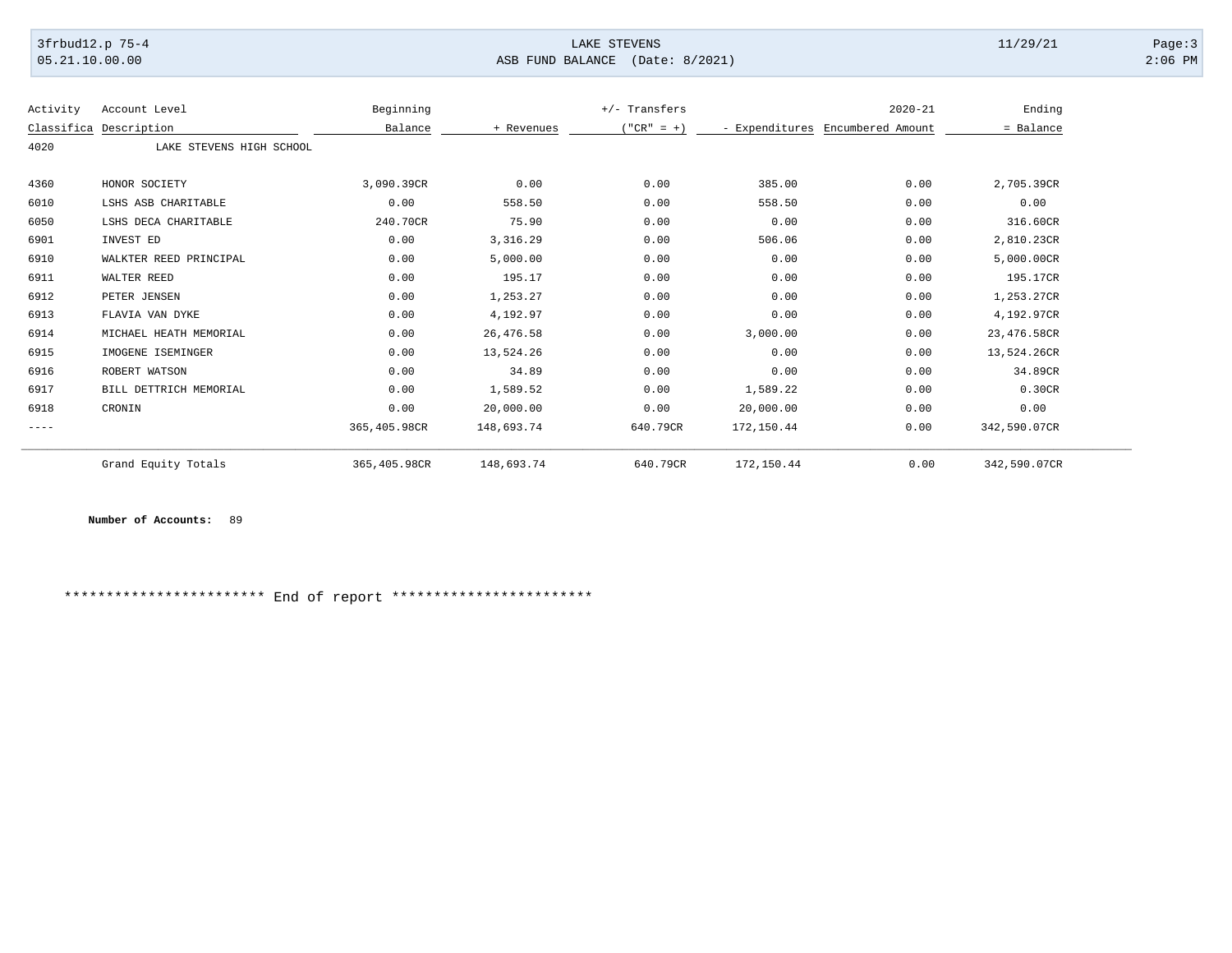| Activity Classifica | Account Level Description | Beginning Balance | + Revenues | +/- Transfers ("CR" = +) | - Expenditures | 2020-21 Encumbered Amount | Ending = Balance |
|---|---|---|---|---|---|---|---|
| 4020 | LAKE STEVENS HIGH SCHOOL | | | | | | |
| 4360 | HONOR SOCIETY | 3,090.39CR | 0.00 | 0.00 | 385.00 | 0.00 | 2,705.39CR |
| 6010 | LSHS ASB CHARITABLE | 0.00 | 558.50 | 0.00 | 558.50 | 0.00 | 0.00 |
| 6050 | LSHS DECA CHARITABLE | 240.70CR | 75.90 | 0.00 | 0.00 | 0.00 | 316.60CR |
| 6901 | INVEST ED | 0.00 | 3,316.29 | 0.00 | 506.06 | 0.00 | 2,810.23CR |
| 6910 | WALKTER REED PRINCIPAL | 0.00 | 5,000.00 | 0.00 | 0.00 | 0.00 | 5,000.00CR |
| 6911 | WALTER REED | 0.00 | 195.17 | 0.00 | 0.00 | 0.00 | 195.17CR |
| 6912 | PETER JENSEN | 0.00 | 1,253.27 | 0.00 | 0.00 | 0.00 | 1,253.27CR |
| 6913 | FLAVIA VAN DYKE | 0.00 | 4,192.97 | 0.00 | 0.00 | 0.00 | 4,192.97CR |
| 6914 | MICHAEL HEATH MEMORIAL | 0.00 | 26,476.58 | 0.00 | 3,000.00 | 0.00 | 23,476.58CR |
| 6915 | IMOGENE ISEMINGER | 0.00 | 13,524.26 | 0.00 | 0.00 | 0.00 | 13,524.26CR |
| 6916 | ROBERT WATSON | 0.00 | 34.89 | 0.00 | 0.00 | 0.00 | 34.89CR |
| 6917 | BILL DETTRICH MEMORIAL | 0.00 | 1,589.52 | 0.00 | 1,589.22 | 0.00 | 0.30CR |
| 6918 | CRONIN | 0.00 | 20,000.00 | 0.00 | 20,000.00 | 0.00 | 0.00 |
| ---- | | 365,405.98CR | 148,693.74 | 640.79CR | 172,150.44 | 0.00 | 342,590.07CR |
| | Grand Equity Totals | 365,405.98CR | 148,693.74 | 640.79CR | 172,150.44 | 0.00 | 342,590.07CR |

**Number of Accounts:** 89

************************ End of report ************************